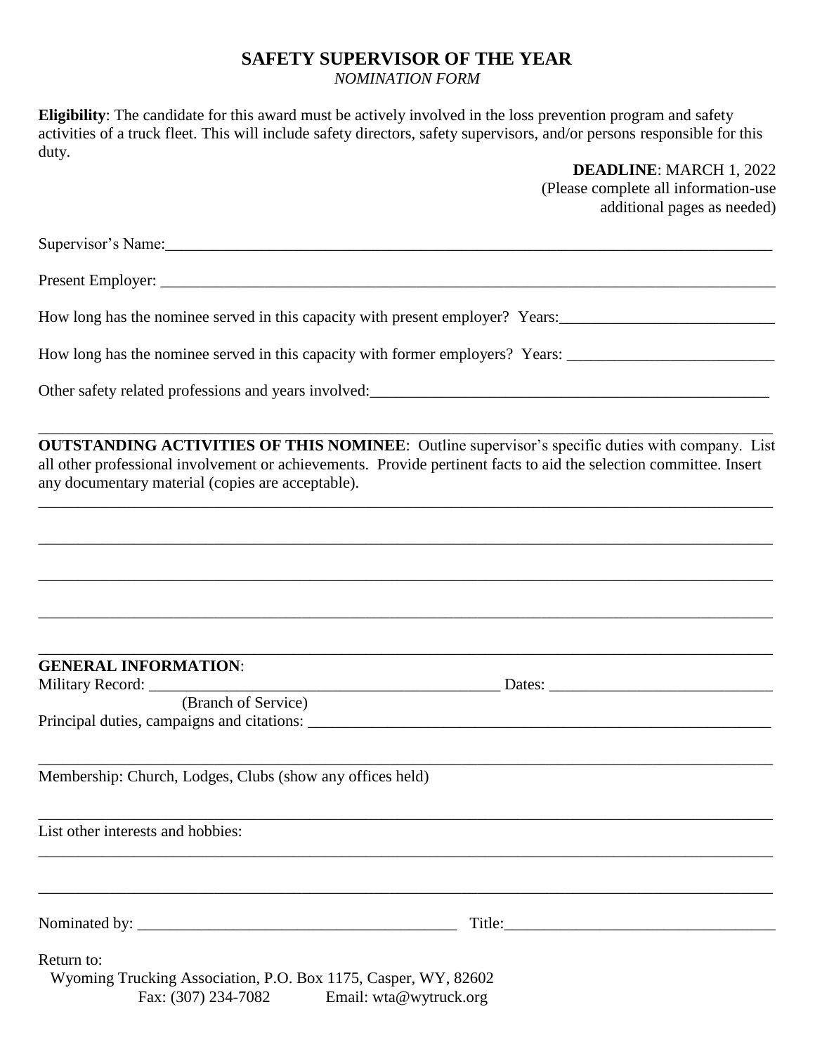# SAFETY SUPERVISOR OF THE YEAR

*NOMINATION FORM*

**Eligibility**: The candidate for this award must be actively involved in the loss prevention program and safety activities of a truck fleet. This will include safety directors, safety supervisors, and/or persons responsible for this duty.

**DEADLINE**: MARCH 1, 2022
(Please complete all information-use additional pages as needed)

Supervisor's Name:___________________________________________________________________________

Present Employer: ___________________________________________________________________________

How long has the nominee served in this capacity with present employer? Years:___________________________

How long has the nominee served in this capacity with former employers? Years: __________________________

Other safety related professions and years involved:____________________________________________________

______________________________________________________________________________________________

**OUTSTANDING ACTIVITIES OF THIS NOMINEE**: Outline supervisor's specific duties with company. List all other professional involvement or achievements. Provide pertinent facts to aid the selection committee. Insert any documentary material (copies are acceptable).

______________________________________________________________________________________________

______________________________________________________________________________________________

______________________________________________________________________________________________

______________________________________________________________________________________________

______________________________________________________________________________________________

**GENERAL INFORMATION**:

Military Record: _____________________________________________ Dates: _____________________________
(Branch of Service)

Principal duties, campaigns and citations: ____________________________________________________________

______________________________________________________________________________________________

Membership: Church, Lodges, Clubs (show any offices held)

______________________________________________________________________________________________

List other interests and hobbies:

______________________________________________________________________________________________

______________________________________________________________________________________________

Nominated by: _________________________________________ Title:__________________________________

Return to:
Wyoming Trucking Association, P.O. Box 1175, Casper, WY, 82602
Fax: (307) 234-7082 Email: wta@wytruck.org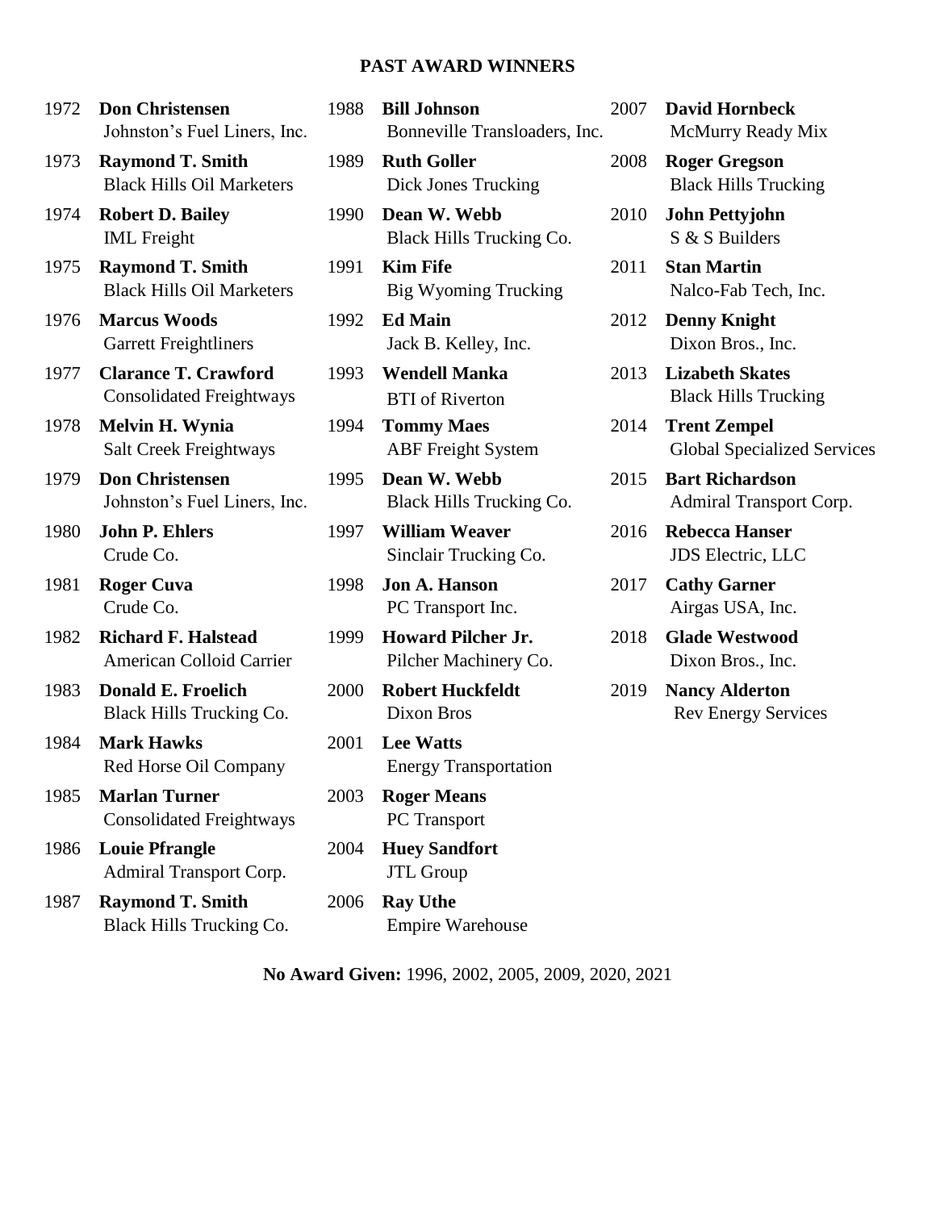## PAST AWARD WINNERS

1972 **Don Christensen**
Johnston's Fuel Liners, Inc.

1973 **Raymond T. Smith**
Black Hills Oil Marketers

1974 **Robert D. Bailey**
IML Freight

1975 **Raymond T. Smith**
Black Hills Oil Marketers

1976 **Marcus Woods**
Garrett Freightliners

1977 **Clarance T. Crawford**
Consolidated Freightways

1978 **Melvin H. Wynia**
Salt Creek Freightways

1979 **Don Christensen**
Johnston's Fuel Liners, Inc.

1980 **John P. Ehlers**
Crude Co.

1981 **Roger Cuva**
Crude Co.

1982 **Richard F. Halstead**
American Colloid Carrier

1983 **Donald E. Froelich**
Black Hills Trucking Co.

1984 **Mark Hawks**
Red Horse Oil Company

1985 **Marlan Turner**
Consolidated Freightways

1986 **Louie Pfrangle**
Admiral Transport Corp.

1987 **Raymond T. Smith**
Black Hills Trucking Co.

1988 **Bill Johnson**
Bonneville Transloaders, Inc.

1989 **Ruth Goller**
Dick Jones Trucking

1990 **Dean W. Webb**
Black Hills Trucking Co.

1991 **Kim Fife**
Big Wyoming Trucking

1992 **Ed Main**
Jack B. Kelley, Inc.

1993 **Wendell Manka**
BTI of Riverton

1994 **Tommy Maes**
ABF Freight System

1995 **Dean W. Webb**
Black Hills Trucking Co.

1997 **William Weaver**
Sinclair Trucking Co.

1998 **Jon A. Hanson**
PC Transport Inc.

1999 **Howard Pilcher Jr.**
Pilcher Machinery Co.

2000 **Robert Huckfeldt**
Dixon Bros

2001 **Lee Watts**
Energy Transportation

2003 **Roger Means**
PC Transport

2004 **Huey Sandfort**
JTL Group

2006 **Ray Uthe**
Empire Warehouse

2007 **David Hornbeck**
McMurry Ready Mix

2008 **Roger Gregson**
Black Hills Trucking

2010 **John Pettyjohn**
S & S Builders

2011 **Stan Martin**
Nalco-Fab Tech, Inc.

2012 **Denny Knight**
Dixon Bros., Inc.

2013 **Lizabeth Skates**
Black Hills Trucking

2014 **Trent Zempel**
Global Specialized Services

2015 **Bart Richardson**
Admiral Transport Corp.

2016 **Rebecca Hanser**
JDS Electric, LLC

2017 **Cathy Garner**
Airgas USA, Inc.

2018 **Glade Westwood**
Dixon Bros., Inc.

2019 **Nancy Alderton**
Rev Energy Services

**No Award Given:** 1996, 2002, 2005, 2009, 2020, 2021